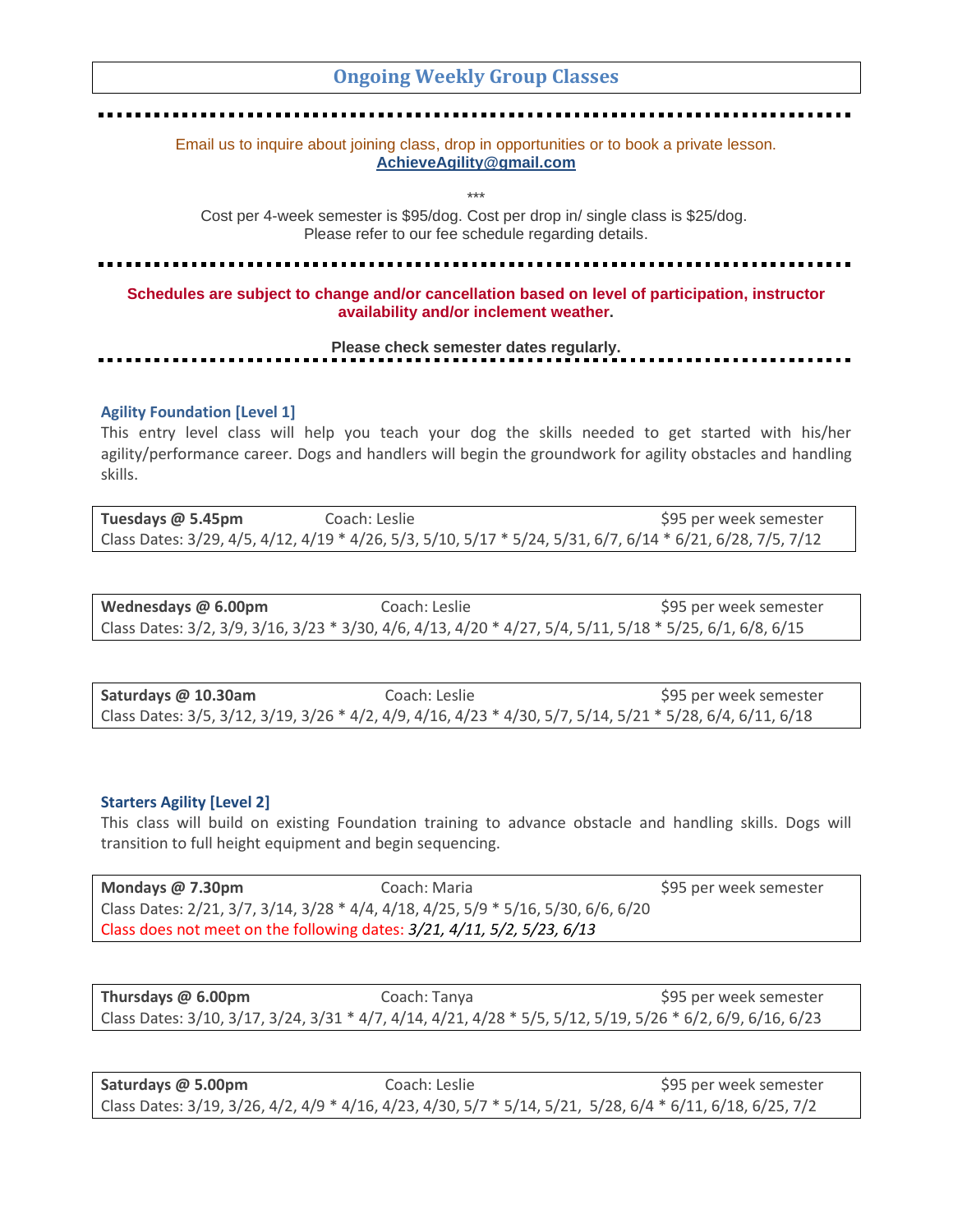## Ongoing Weekly Group Classes

Email us to inquire about joining class, drop in opportunities or to book a private lesson.
**AchieveAgility@gmail.com**

***

Cost per 4-week semester is $95/dog. Cost per drop in/ single class is $25/dog.
Please refer to our fee schedule regarding details.

**Schedules are subject to change and/or cancellation based on level of participation, instructor availability and/or inclement weather.**

**Please check semester dates regularly.**

### Agility Foundation [Level 1]

This entry level class will help you teach your dog the skills needed to get started with his/her agility/performance career. Dogs and handlers will begin the groundwork for agility obstacles and handling skills.

**Tuesdays @ 5.45pm** Coach: Leslie $95 per week semester
Class Dates: 3/29, 4/5, 4/12, 4/19 * 4/26, 5/3, 5/10, 5/17 * 5/24, 5/31, 6/7, 6/14 * 6/21, 6/28, 7/5, 7/12

**Wednesdays @ 6.00pm** Coach: Leslie $95 per week semester
Class Dates: 3/2, 3/9, 3/16, 3/23 * 3/30, 4/6, 4/13, 4/20 * 4/27, 5/4, 5/11, 5/18 * 5/25, 6/1, 6/8, 6/15

**Saturdays @ 10.30am** Coach: Leslie $95 per week semester
Class Dates: 3/5, 3/12, 3/19, 3/26 * 4/2, 4/9, 4/16, 4/23 * 4/30, 5/7, 5/14, 5/21 * 5/28, 6/4, 6/11, 6/18

### Starters Agility [Level 2]

This class will build on existing Foundation training to advance obstacle and handling skills. Dogs will transition to full height equipment and begin sequencing.

**Mondays @ 7.30pm** Coach: Maria $95 per week semester
Class Dates: 2/21, 3/7, 3/14, 3/28 * 4/4, 4/18, 4/25, 5/9 * 5/16, 5/30, 6/6, 6/20
Class does not meet on the following dates: *3/21, 4/11, 5/2, 5/23, 6/13*

**Thursdays @ 6.00pm** Coach: Tanya $95 per week semester
Class Dates: 3/10, 3/17, 3/24, 3/31 * 4/7, 4/14, 4/21, 4/28 * 5/5, 5/12, 5/19, 5/26 * 6/2, 6/9, 6/16, 6/23

**Saturdays @ 5.00pm** Coach: Leslie $95 per week semester
Class Dates: 3/19, 3/26, 4/2, 4/9 * 4/16, 4/23, 4/30, 5/7 * 5/14, 5/21, 5/28, 6/4 * 6/11, 6/18, 6/25, 7/2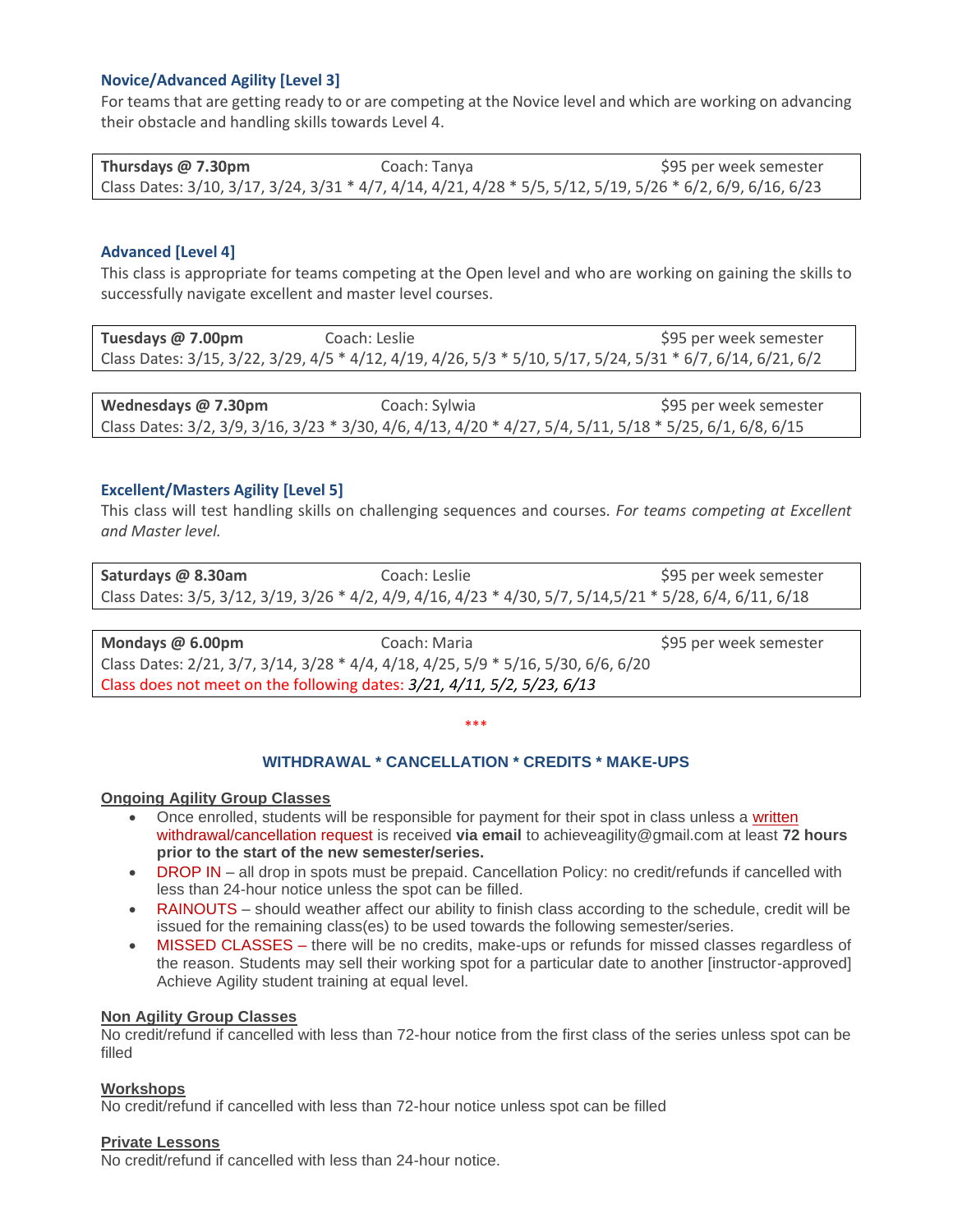### Novice/Advanced Agility [Level 3]

For teams that are getting ready to or are competing at the Novice level and which are working on advancing their obstacle and handling skills towards Level 4.

| | | |
|---|---|---|
| **Thursdays @ 7.30pm** | Coach: Tanya | $95 per week semester |
| Class Dates: 3/10, 3/17, 3/24, 3/31 * 4/7, 4/14, 4/21, 4/28 * 5/5, 5/12, 5/19, 5/26 * 6/2, 6/9, 6/16, 6/23 | | |

### Advanced [Level 4]

This class is appropriate for teams competing at the Open level and who are working on gaining the skills to successfully navigate excellent and master level courses.

| | | |
|---|---|---|
| **Tuesdays @ 7.00pm** | Coach: Leslie | $95 per week semester |
| Class Dates: 3/15, 3/22, 3/29, 4/5 * 4/12, 4/19, 4/26, 5/3 * 5/10, 5/17, 5/24, 5/31 * 6/7, 6/14, 6/21, 6/2 | | |

| | | |
|---|---|---|
| **Wednesdays @ 7.30pm** | Coach: Sylwia | $95 per week semester |
| Class Dates: 3/2, 3/9, 3/16, 3/23 * 3/30, 4/6, 4/13, 4/20 * 4/27, 5/4, 5/11, 5/18 * 5/25, 6/1, 6/8, 6/15 | | |

### Excellent/Masters Agility [Level 5]

This class will test handling skills on challenging sequences and courses. *For teams competing at Excellent and Master level.*

| | | |
|---|---|---|
| **Saturdays @ 8.30am** | Coach: Leslie | $95 per week semester |
| Class Dates: 3/5, 3/12, 3/19, 3/26 * 4/2, 4/9, 4/16, 4/23 * 4/30, 5/7, 5/14,5/21 * 5/28, 6/4, 6/11, 6/18 | | |

| | | |
|---|---|---|
| **Mondays @ 6.00pm** | Coach: Maria | $95 per week semester |
| Class Dates: 2/21, 3/7, 3/14, 3/28 * 4/4, 4/18, 4/25, 5/9 * 5/16, 5/30, 6/6, 6/20 | | |
| Class does not meet on the following dates: *3/21, 4/11, 5/2, 5/23, 6/13* | | |

***

## WITHDRAWAL * CANCELLATION * CREDITS * MAKE-UPS

**Ongoing Agility Group Classes**

- Once enrolled, students will be responsible for payment for their spot in class unless a written withdrawal/cancellation request is received **via email** to achieveagility@gmail.com at least **72 hours prior to the start of the new semester/series.**
- DROP IN – all drop in spots must be prepaid. Cancellation Policy: no credit/refunds if cancelled with less than 24-hour notice unless the spot can be filled.
- RAINOUTS – should weather affect our ability to finish class according to the schedule, credit will be issued for the remaining class(es) to be used towards the following semester/series.
- MISSED CLASSES – there will be no credits, make-ups or refunds for missed classes regardless of the reason. Students may sell their working spot for a particular date to another [instructor-approved] Achieve Agility student training at equal level.

**Non Agility Group Classes**

No credit/refund if cancelled with less than 72-hour notice from the first class of the series unless spot can be filled

**Workshops**

No credit/refund if cancelled with less than 72-hour notice unless spot can be filled

**Private Lessons**

No credit/refund if cancelled with less than 24-hour notice.